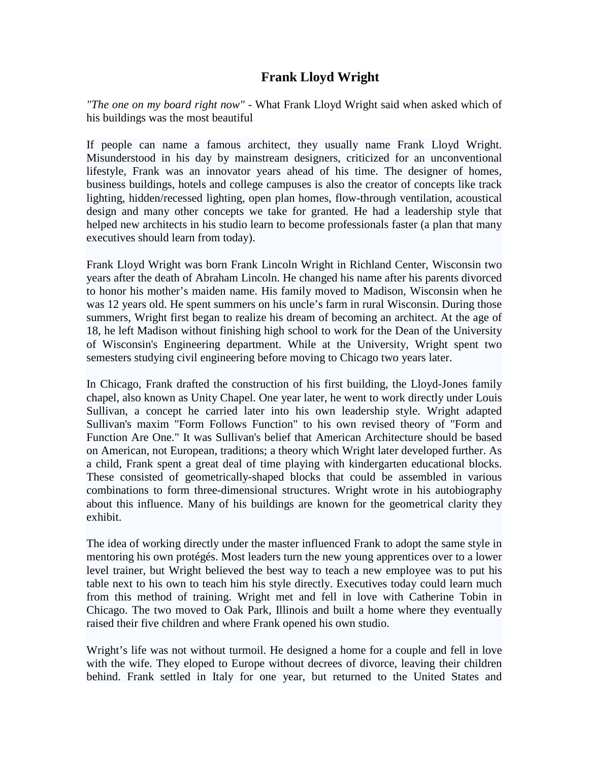# Frank Lloyd Wright

*"The one on my board right now"* - What Frank Lloyd Wright said when asked which of his buildings was the most beautiful

If people can name a famous architect, they usually name Frank Lloyd Wright. Misunderstood in his day by mainstream designers, criticized for an unconventional lifestyle, Frank was an innovator years ahead of his time. The designer of homes, business buildings, hotels and college campuses is also the creator of concepts like track lighting, hidden/recessed lighting, open plan homes, flow-through ventilation, acoustical design and many other concepts we take for granted. He had a leadership style that helped new architects in his studio learn to become professionals faster (a plan that many executives should learn from today).

Frank Lloyd Wright was born Frank Lincoln Wright in Richland Center, Wisconsin two years after the death of Abraham Lincoln. He changed his name after his parents divorced to honor his mother's maiden name. His family moved to Madison, Wisconsin when he was 12 years old. He spent summers on his uncle's farm in rural Wisconsin. During those summers, Wright first began to realize his dream of becoming an architect. At the age of 18, he left Madison without finishing high school to work for the Dean of the University of Wisconsin's Engineering department. While at the University, Wright spent two semesters studying civil engineering before moving to Chicago two years later.

In Chicago, Frank drafted the construction of his first building, the Lloyd-Jones family chapel, also known as Unity Chapel. One year later, he went to work directly under Louis Sullivan, a concept he carried later into his own leadership style. Wright adapted Sullivan's maxim "Form Follows Function" to his own revised theory of "Form and Function Are One." It was Sullivan's belief that American Architecture should be based on American, not European, traditions; a theory which Wright later developed further. As a child, Frank spent a great deal of time playing with kindergarten educational blocks. These consisted of geometrically-shaped blocks that could be assembled in various combinations to form three-dimensional structures. Wright wrote in his autobiography about this influence. Many of his buildings are known for the geometrical clarity they exhibit.

The idea of working directly under the master influenced Frank to adopt the same style in mentoring his own protégés. Most leaders turn the new young apprentices over to a lower level trainer, but Wright believed the best way to teach a new employee was to put his table next to his own to teach him his style directly. Executives today could learn much from this method of training. Wright met and fell in love with Catherine Tobin in Chicago. The two moved to Oak Park, Illinois and built a home where they eventually raised their five children and where Frank opened his own studio.

Wright's life was not without turmoil. He designed a home for a couple and fell in love with the wife. They eloped to Europe without decrees of divorce, leaving their children behind. Frank settled in Italy for one year, but returned to the United States and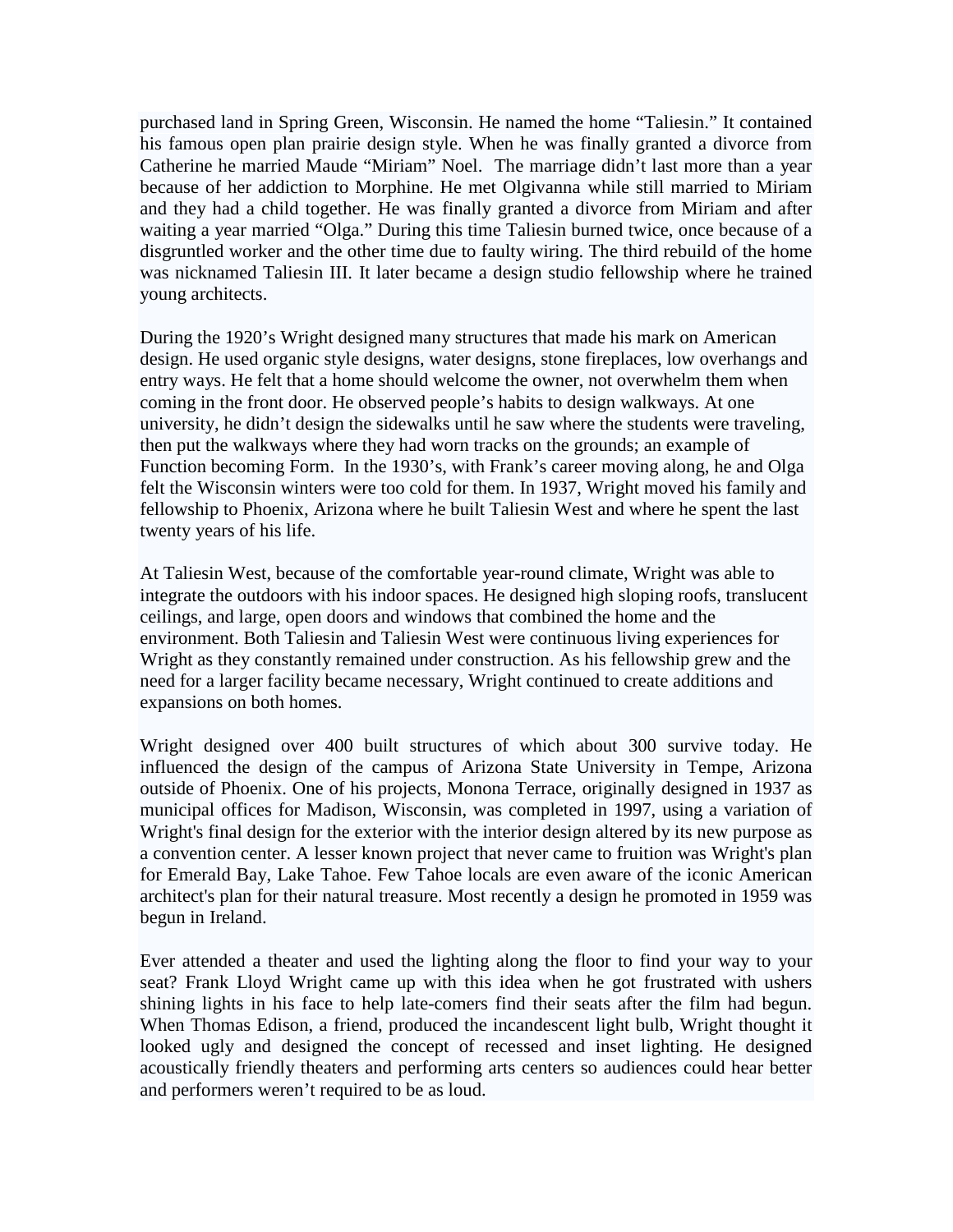purchased land in Spring Green, Wisconsin. He named the home "Taliesin." It contained his famous open plan prairie design style. When he was finally granted a divorce from Catherine he married Maude "Miriam" Noel. The marriage didn't last more than a year because of her addiction to Morphine. He met Olgivanna while still married to Miriam and they had a child together. He was finally granted a divorce from Miriam and after waiting a year married "Olga." During this time Taliesin burned twice, once because of a disgruntled worker and the other time due to faulty wiring. The third rebuild of the home was nicknamed Taliesin III. It later became a design studio fellowship where he trained young architects.

During the 1920's Wright designed many structures that made his mark on American design. He used organic style designs, water designs, stone fireplaces, low overhangs and entry ways. He felt that a home should welcome the owner, not overwhelm them when coming in the front door. He observed people's habits to design walkways. At one university, he didn't design the sidewalks until he saw where the students were traveling, then put the walkways where they had worn tracks on the grounds; an example of Function becoming Form. In the 1930's, with Frank's career moving along, he and Olga felt the Wisconsin winters were too cold for them. In 1937, Wright moved his family and fellowship to Phoenix, Arizona where he built Taliesin West and where he spent the last twenty years of his life.

At Taliesin West, because of the comfortable year-round climate, Wright was able to integrate the outdoors with his indoor spaces. He designed high sloping roofs, translucent ceilings, and large, open doors and windows that combined the home and the environment. Both Taliesin and Taliesin West were continuous living experiences for Wright as they constantly remained under construction. As his fellowship grew and the need for a larger facility became necessary, Wright continued to create additions and expansions on both homes.

Wright designed over 400 built structures of which about 300 survive today. He influenced the design of the campus of Arizona State University in Tempe, Arizona outside of Phoenix. One of his projects, Monona Terrace, originally designed in 1937 as municipal offices for Madison, Wisconsin, was completed in 1997, using a variation of Wright's final design for the exterior with the interior design altered by its new purpose as a convention center. A lesser known project that never came to fruition was Wright's plan for Emerald Bay, Lake Tahoe. Few Tahoe locals are even aware of the iconic American architect's plan for their natural treasure. Most recently a design he promoted in 1959 was begun in Ireland.

Ever attended a theater and used the lighting along the floor to find your way to your seat? Frank Lloyd Wright came up with this idea when he got frustrated with ushers shining lights in his face to help late-comers find their seats after the film had begun. When Thomas Edison, a friend, produced the incandescent light bulb, Wright thought it looked ugly and designed the concept of recessed and inset lighting. He designed acoustically friendly theaters and performing arts centers so audiences could hear better and performers weren't required to be as loud.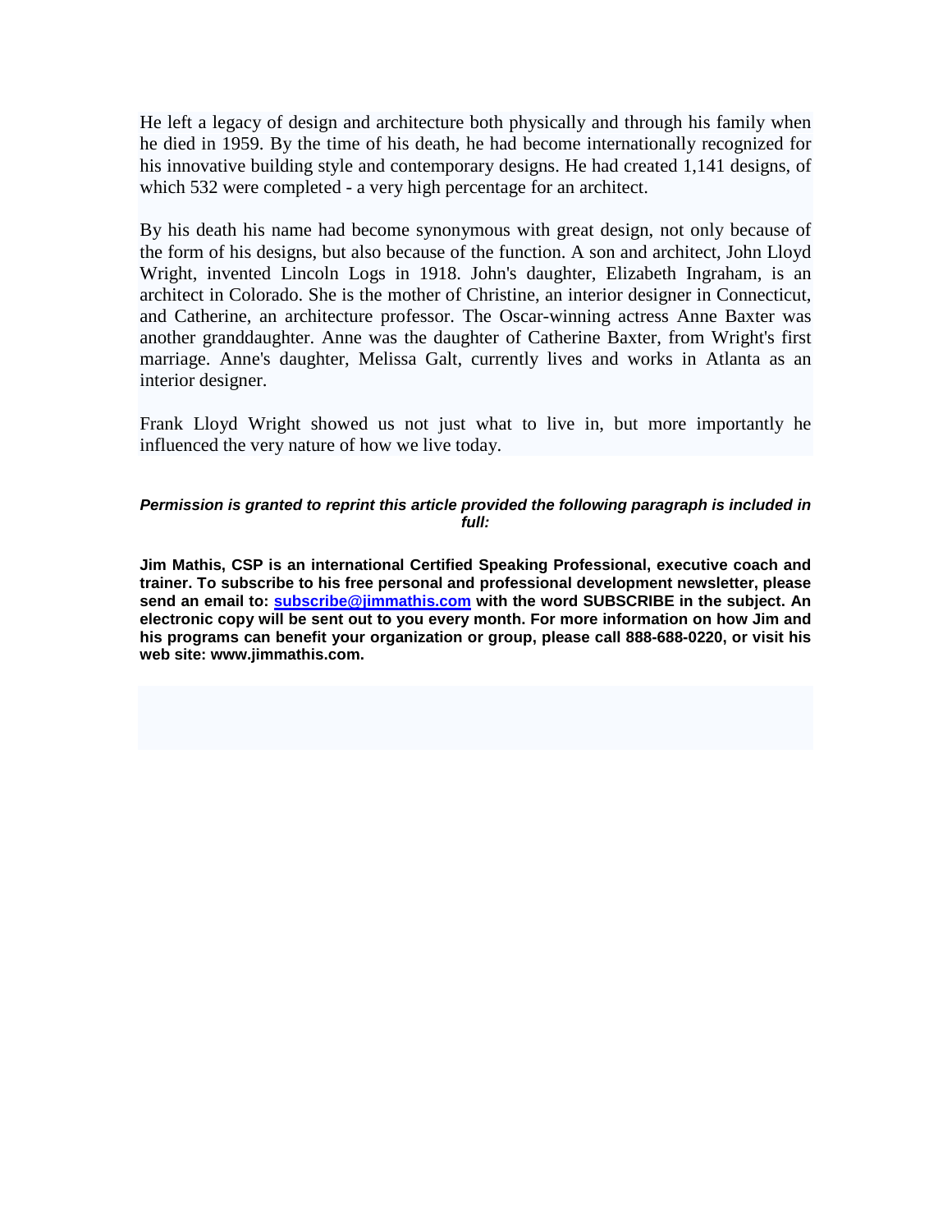He left a legacy of design and architecture both physically and through his family when he died in 1959. By the time of his death, he had become internationally recognized for his innovative building style and contemporary designs. He had created 1,141 designs, of which 532 were completed - a very high percentage for an architect.

By his death his name had become synonymous with great design, not only because of the form of his designs, but also because of the function. A son and architect, John Lloyd Wright, invented Lincoln Logs in 1918. John's daughter, Elizabeth Ingraham, is an architect in Colorado. She is the mother of Christine, an interior designer in Connecticut, and Catherine, an architecture professor. The Oscar-winning actress Anne Baxter was another granddaughter. Anne was the daughter of Catherine Baxter, from Wright's first marriage. Anne's daughter, Melissa Galt, currently lives and works in Atlanta as an interior designer.

Frank Lloyd Wright showed us not just what to live in, but more importantly he influenced the very nature of how we live today.

***Permission is granted to reprint this article provided the following paragraph is included in full:***

**Jim Mathis, CSP is an international Certified Speaking Professional, executive coach and trainer. To subscribe to his free personal and professional development newsletter, please send an email to: subscribe@jimmathis.com with the word SUBSCRIBE in the subject. An electronic copy will be sent out to you every month. For more information on how Jim and his programs can benefit your organization or group, please call 888-688-0220, or visit his web site: www.jimmathis.com.**